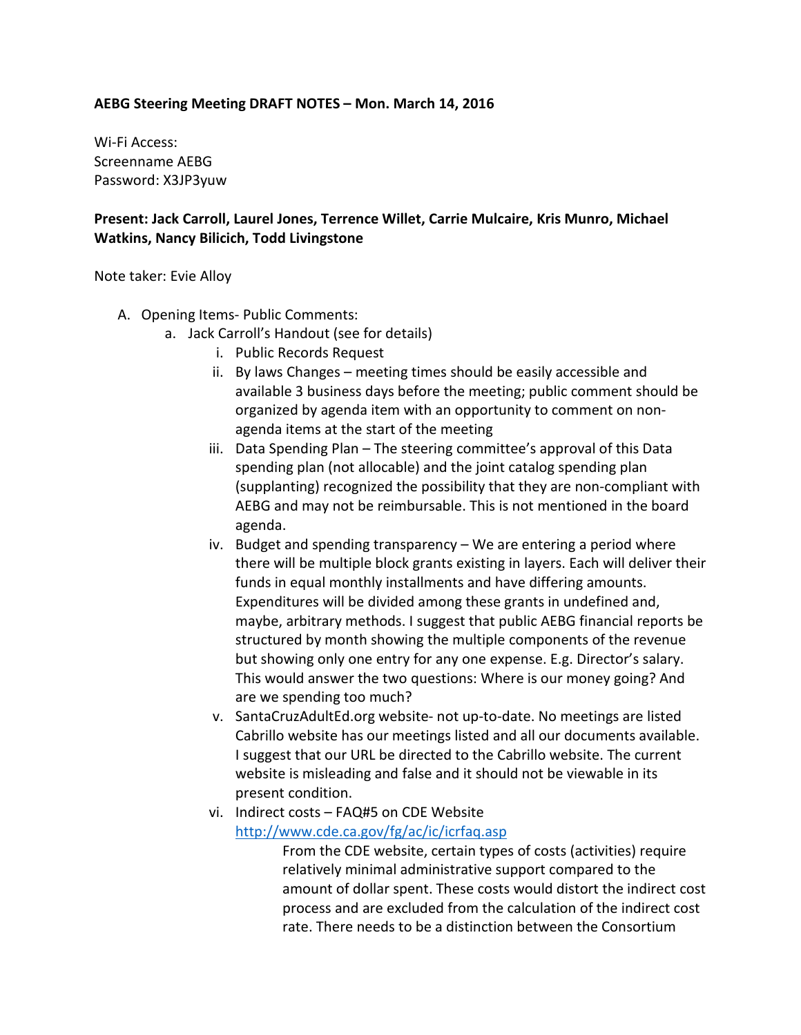**AEBG Steering Meeting DRAFT NOTES – Mon. March 14, 2016**

Wi-Fi Access:
Screenname AEBG
Password: X3JP3yuw

**Present: Jack Carroll, Laurel Jones, Terrence Willet, Carrie Mulcaire, Kris Munro, Michael Watkins, Nancy Bilicich, Todd Livingstone**

Note taker: Evie Alloy

A. Opening Items- Public Comments:
   a. Jack Carroll's Handout (see for details)
      i. Public Records Request
      ii. By laws Changes – meeting times should be easily accessible and available 3 business days before the meeting; public comment should be organized by agenda item with an opportunity to comment on non-agenda items at the start of the meeting
      iii. Data Spending Plan – The steering committee's approval of this Data spending plan (not allocable) and the joint catalog spending plan (supplanting) recognized the possibility that they are non-compliant with AEBG and may not be reimbursable. This is not mentioned in the board agenda.
      iv. Budget and spending transparency – We are entering a period where there will be multiple block grants existing in layers. Each will deliver their funds in equal monthly installments and have differing amounts. Expenditures will be divided among these grants in undefined and, maybe, arbitrary methods. I suggest that public AEBG financial reports be structured by month showing the multiple components of the revenue but showing only one entry for any one expense. E.g. Director's salary. This would answer the two questions: Where is our money going? And are we spending too much?
      v. SantaCruzAdultEd.org website- not up-to-date. No meetings are listed Cabrillo website has our meetings listed and all our documents available. I suggest that our URL be directed to the Cabrillo website. The current website is misleading and false and it should not be viewable in its present condition.
      vi. Indirect costs – FAQ#5 on CDE Website
      [http://www.cde.ca.gov/fg/ac/ic/icrfaq.asp](http://www.cde.ca.gov/fg/ac/ic/icrfaq.asp)

         From the CDE website, certain types of costs (activities) require relatively minimal administrative support compared to the amount of dollar spent. These costs would distort the indirect cost process and are excluded from the calculation of the indirect cost rate. There needs to be a distinction between the Consortium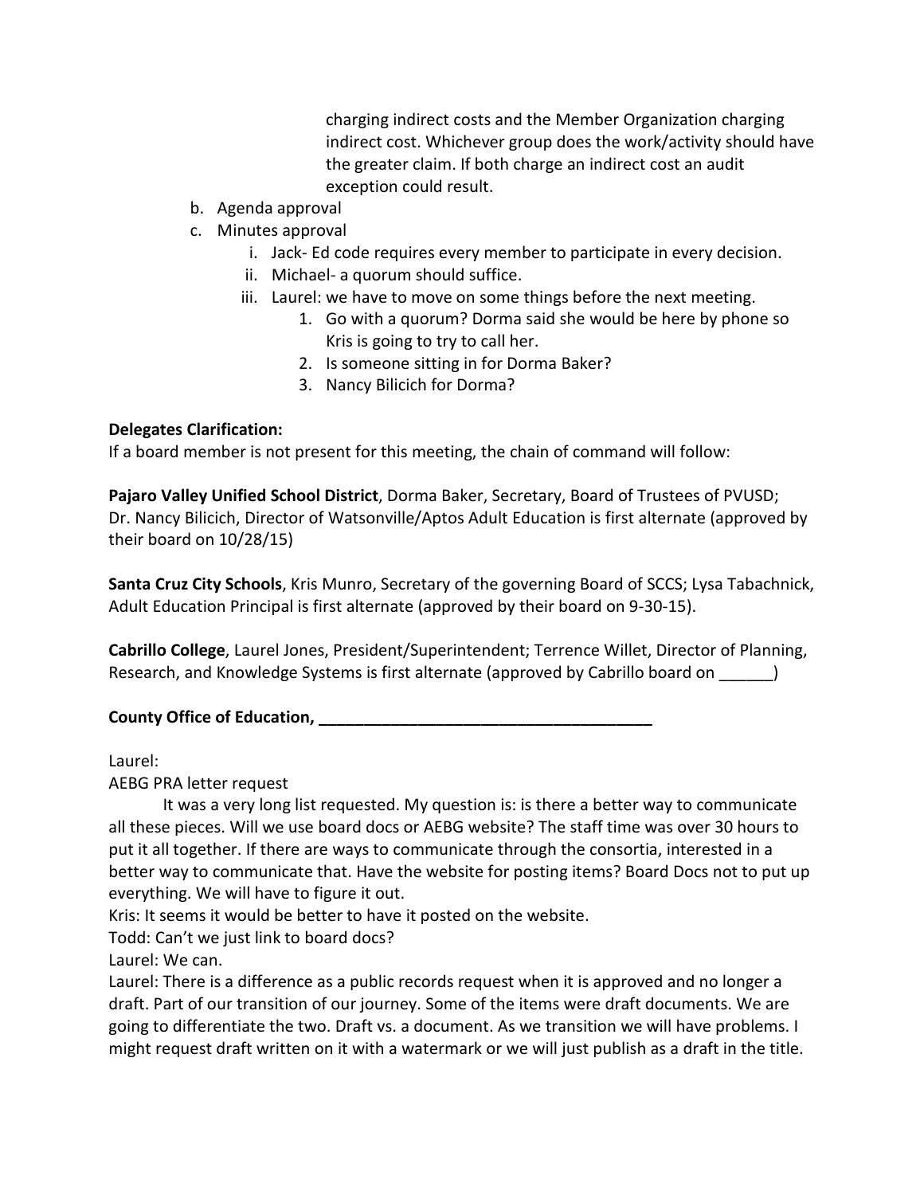charging indirect costs and the Member Organization charging indirect cost. Whichever group does the work/activity should have the greater claim. If both charge an indirect cost an audit exception could result.

b. Agenda approval
c. Minutes approval
    i. Jack- Ed code requires every member to participate in every decision.
    ii. Michael- a quorum should suffice.
    iii. Laurel: we have to move on some things before the next meeting.
        1. Go with a quorum? Dorma said she would be here by phone so Kris is going to try to call her.
        2. Is someone sitting in for Dorma Baker?
        3. Nancy Bilicich for Dorma?

**Delegates Clarification:**
If a board member is not present for this meeting, the chain of command will follow:

**Pajaro Valley Unified School District**, Dorma Baker, Secretary, Board of Trustees of PVUSD; Dr. Nancy Bilicich, Director of Watsonville/Aptos Adult Education is first alternate (approved by their board on 10/28/15)

**Santa Cruz City Schools**, Kris Munro, Secretary of the governing Board of SCCS; Lysa Tabachnick, Adult Education Principal is first alternate (approved by their board on 9-30-15).

**Cabrillo College**, Laurel Jones, President/Superintendent; Terrence Willet, Director of Planning, Research, and Knowledge Systems is first alternate (approved by Cabrillo board on ______)

**County Office of Education, ______________________________________**

Laurel:
AEBG PRA letter request

It was a very long list requested. My question is: is there a better way to communicate all these pieces. Will we use board docs or AEBG website? The staff time was over 30 hours to put it all together. If there are ways to communicate through the consortia, interested in a better way to communicate that. Have the website for posting items? Board Docs not to put up everything. We will have to figure it out.

Kris: It seems it would be better to have it posted on the website.
Todd: Can't we just link to board docs?
Laurel: We can.
Laurel: There is a difference as a public records request when it is approved and no longer a draft. Part of our transition of our journey. Some of the items were draft documents. We are going to differentiate the two. Draft vs. a document. As we transition we will have problems. I might request draft written on it with a watermark or we will just publish as a draft in the title.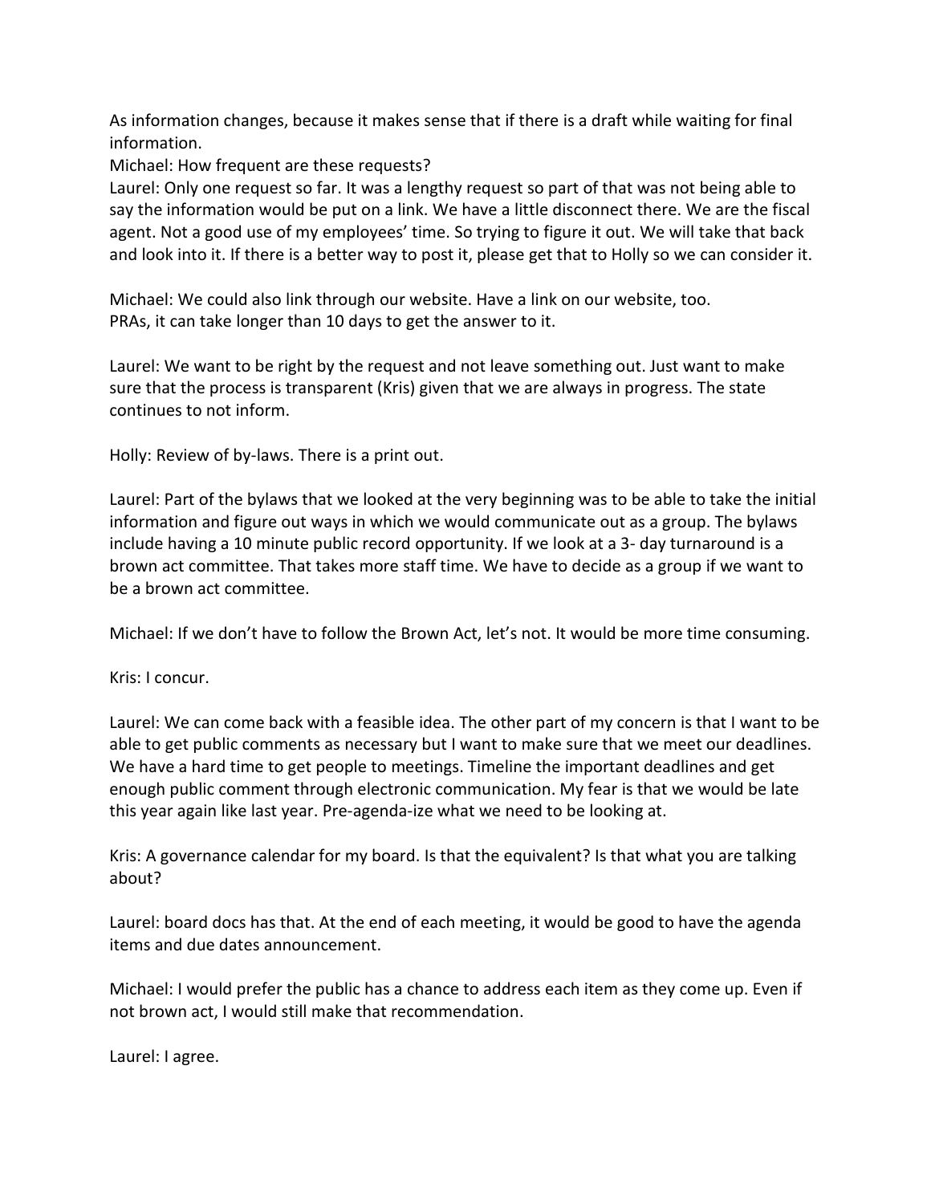As information changes, because it makes sense that if there is a draft while waiting for final information.

Michael: How frequent are these requests?

Laurel: Only one request so far. It was a lengthy request so part of that was not being able to say the information would be put on a link. We have a little disconnect there. We are the fiscal agent. Not a good use of my employees' time. So trying to figure it out. We will take that back and look into it. If there is a better way to post it, please get that to Holly so we can consider it.

Michael: We could also link through our website. Have a link on our website, too. PRAs, it can take longer than 10 days to get the answer to it.

Laurel: We want to be right by the request and not leave something out. Just want to make sure that the process is transparent (Kris) given that we are always in progress. The state continues to not inform.

Holly: Review of by-laws. There is a print out.

Laurel: Part of the bylaws that we looked at the very beginning was to be able to take the initial information and figure out ways in which we would communicate out as a group. The bylaws include having a 10 minute public record opportunity. If we look at a 3- day turnaround is a brown act committee. That takes more staff time. We have to decide as a group if we want to be a brown act committee.

Michael: If we don't have to follow the Brown Act, let's not. It would be more time consuming.

Kris: I concur.

Laurel: We can come back with a feasible idea. The other part of my concern is that I want to be able to get public comments as necessary but I want to make sure that we meet our deadlines. We have a hard time to get people to meetings. Timeline the important deadlines and get enough public comment through electronic communication. My fear is that we would be late this year again like last year. Pre-agenda-ize what we need to be looking at.

Kris: A governance calendar for my board. Is that the equivalent? Is that what you are talking about?

Laurel: board docs has that. At the end of each meeting, it would be good to have the agenda items and due dates announcement.

Michael: I would prefer the public has a chance to address each item as they come up. Even if not brown act, I would still make that recommendation.

Laurel: I agree.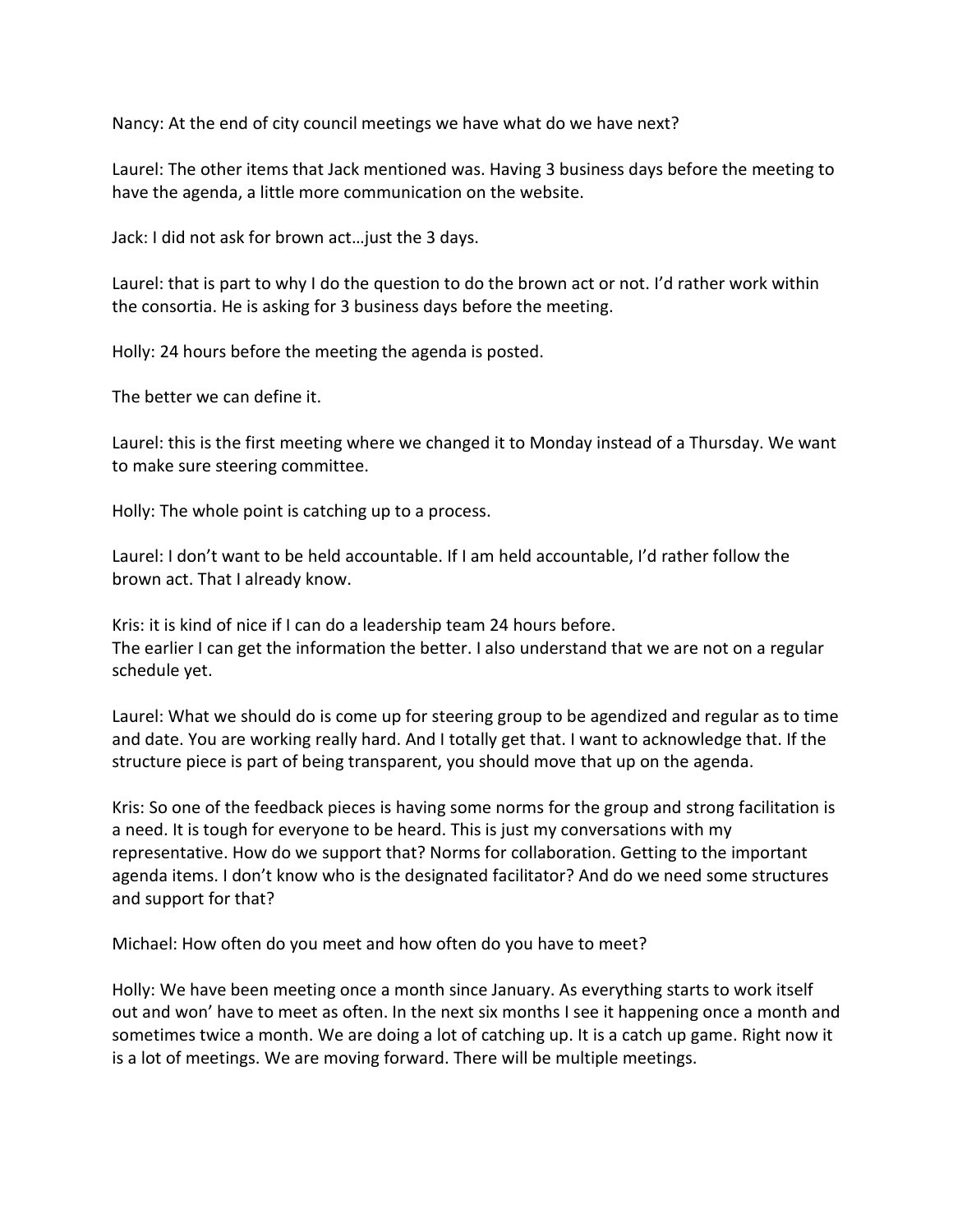Nancy: At the end of city council meetings we have what do we have next?

Laurel: The other items that Jack mentioned was. Having 3 business days before the meeting to have the agenda, a little more communication on the website.

Jack: I did not ask for brown act…just the 3 days.

Laurel: that is part to why I do the question to do the brown act or not. I'd rather work within the consortia. He is asking for 3 business days before the meeting.

Holly: 24 hours before the meeting the agenda is posted.

The better we can define it.

Laurel: this is the first meeting where we changed it to Monday instead of a Thursday. We want to make sure steering committee.

Holly: The whole point is catching up to a process.

Laurel: I don't want to be held accountable. If I am held accountable, I'd rather follow the brown act. That I already know.

Kris: it is kind of nice if I can do a leadership team 24 hours before.
The earlier I can get the information the better. I also understand that we are not on a regular schedule yet.

Laurel: What we should do is come up for steering group to be agendized and regular as to time and date. You are working really hard. And I totally get that. I want to acknowledge that. If the structure piece is part of being transparent, you should move that up on the agenda.

Kris: So one of the feedback pieces is having some norms for the group and strong facilitation is a need. It is tough for everyone to be heard. This is just my conversations with my representative. How do we support that? Norms for collaboration. Getting to the important agenda items. I don't know who is the designated facilitator? And do we need some structures and support for that?

Michael: How often do you meet and how often do you have to meet?

Holly: We have been meeting once a month since January. As everything starts to work itself out and won' have to meet as often. In the next six months I see it happening once a month and sometimes twice a month. We are doing a lot of catching up. It is a catch up game. Right now it is a lot of meetings. We are moving forward. There will be multiple meetings.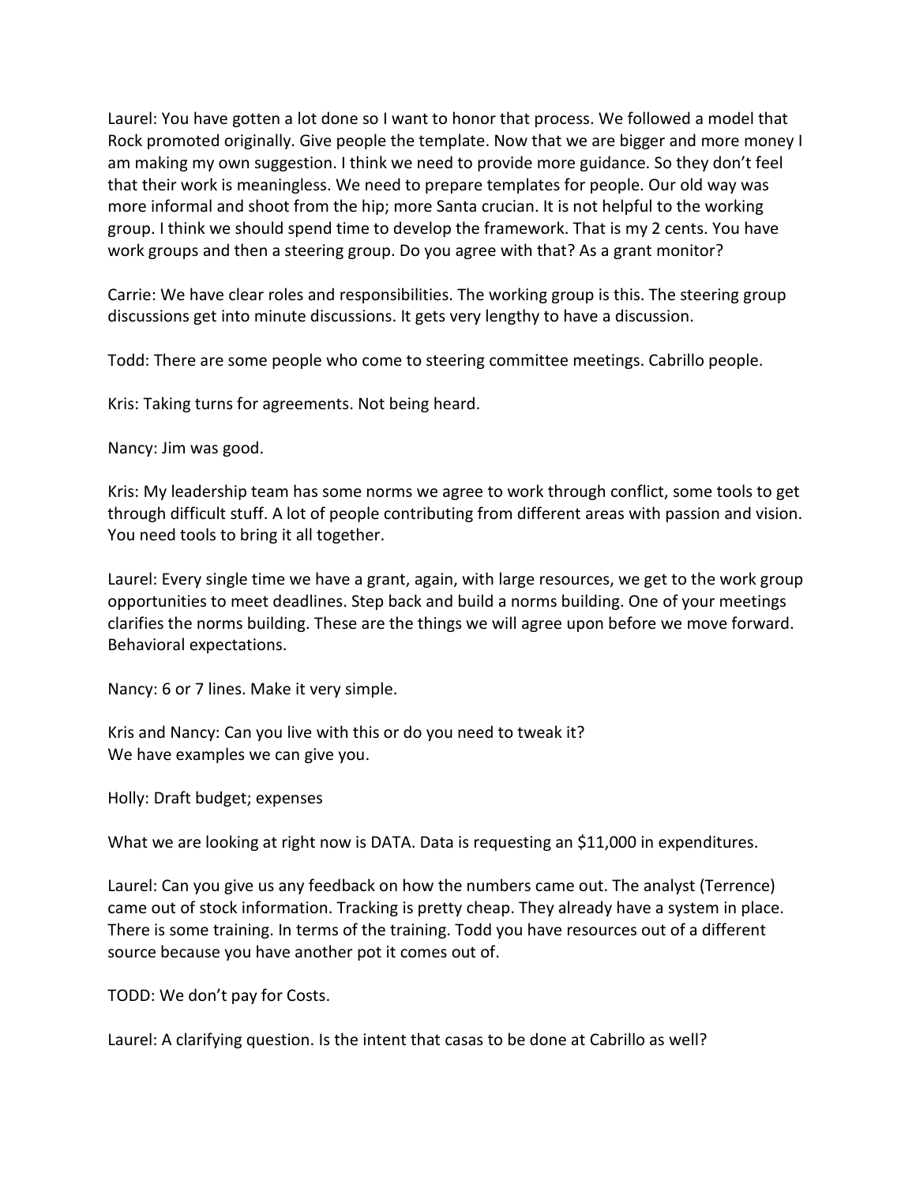Laurel: You have gotten a lot done so I want to honor that process. We followed a model that Rock promoted originally. Give people the template. Now that we are bigger and more money I am making my own suggestion. I think we need to provide more guidance. So they don't feel that their work is meaningless. We need to prepare templates for people. Our old way was more informal and shoot from the hip; more Santa crucian. It is not helpful to the working group. I think we should spend time to develop the framework. That is my 2 cents. You have work groups and then a steering group. Do you agree with that? As a grant monitor?

Carrie: We have clear roles and responsibilities. The working group is this. The steering group discussions get into minute discussions. It gets very lengthy to have a discussion.

Todd: There are some people who come to steering committee meetings. Cabrillo people.

Kris: Taking turns for agreements. Not being heard.

Nancy: Jim was good.

Kris: My leadership team has some norms we agree to work through conflict, some tools to get through difficult stuff. A lot of people contributing from different areas with passion and vision. You need tools to bring it all together.

Laurel: Every single time we have a grant, again, with large resources, we get to the work group opportunities to meet deadlines. Step back and build a norms building. One of your meetings clarifies the norms building. These are the things we will agree upon before we move forward. Behavioral expectations.

Nancy: 6 or 7 lines. Make it very simple.

Kris and Nancy: Can you live with this or do you need to tweak it?
We have examples we can give you.

Holly: Draft budget; expenses

What we are looking at right now is DATA. Data is requesting an $11,000 in expenditures.

Laurel: Can you give us any feedback on how the numbers came out. The analyst (Terrence) came out of stock information. Tracking is pretty cheap. They already have a system in place. There is some training. In terms of the training. Todd you have resources out of a different source because you have another pot it comes out of.

TODD: We don't pay for Costs.

Laurel: A clarifying question. Is the intent that casas to be done at Cabrillo as well?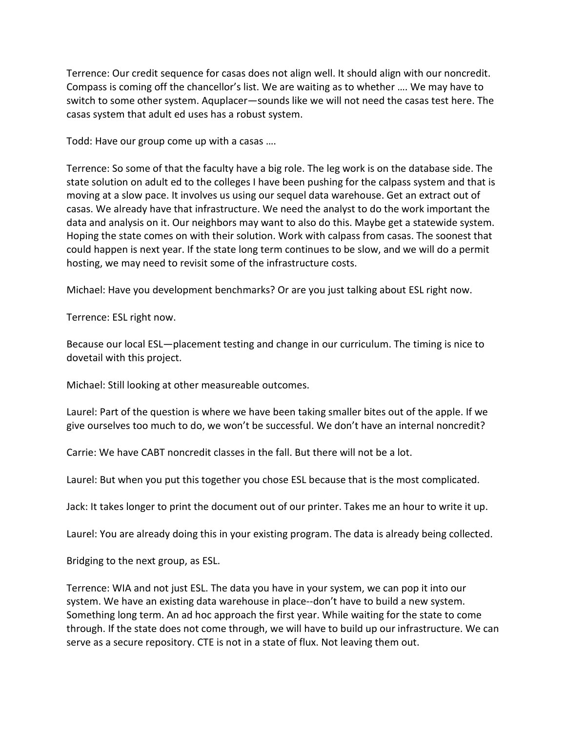Terrence: Our credit sequence for casas does not align well. It should align with our noncredit. Compass is coming off the chancellor's list. We are waiting as to whether …. We may have to switch to some other system. Aquplacer—sounds like we will not need the casas test here. The casas system that adult ed uses has a robust system.

Todd: Have our group come up with a casas ….

Terrence: So some of that the faculty have a big role. The leg work is on the database side. The state solution on adult ed to the colleges I have been pushing for the calpass system and that is moving at a slow pace. It involves us using our sequel data warehouse. Get an extract out of casas. We already have that infrastructure. We need the analyst to do the work important the data and analysis on it. Our neighbors may want to also do this. Maybe get a statewide system. Hoping the state comes on with their solution. Work with calpass from casas. The soonest that could happen is next year. If the state long term continues to be slow, and we will do a permit hosting, we may need to revisit some of the infrastructure costs.

Michael: Have you development benchmarks? Or are you just talking about ESL right now.

Terrence: ESL right now.

Because our local ESL—placement testing and change in our curriculum. The timing is nice to dovetail with this project.

Michael: Still looking at other measureable outcomes.

Laurel: Part of the question is where we have been taking smaller bites out of the apple. If we give ourselves too much to do, we won't be successful. We don't have an internal noncredit?

Carrie: We have CABT noncredit classes in the fall. But there will not be a lot.

Laurel: But when you put this together you chose ESL because that is the most complicated.

Jack: It takes longer to print the document out of our printer. Takes me an hour to write it up.

Laurel: You are already doing this in your existing program. The data is already being collected.

Bridging to the next group, as ESL.

Terrence: WIA and not just ESL. The data you have in your system, we can pop it into our system. We have an existing data warehouse in place--don't have to build a new system. Something long term. An ad hoc approach the first year. While waiting for the state to come through. If the state does not come through, we will have to build up our infrastructure. We can serve as a secure repository. CTE is not in a state of flux. Not leaving them out.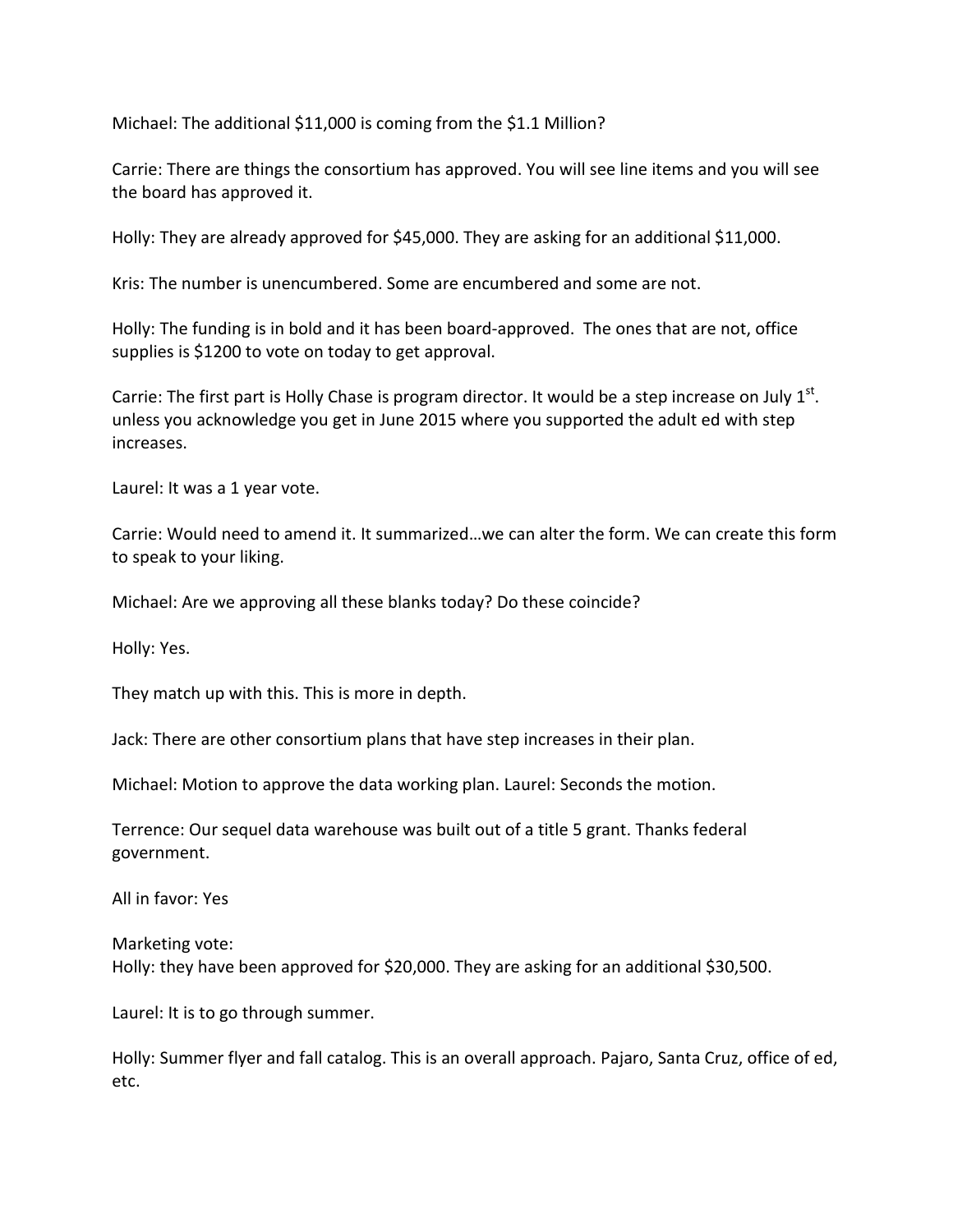Michael: The additional $11,000 is coming from the $1.1 Million?

Carrie: There are things the consortium has approved. You will see line items and you will see the board has approved it.

Holly: They are already approved for $45,000. They are asking for an additional $11,000.

Kris: The number is unencumbered. Some are encumbered and some are not.

Holly: The funding is in bold and it has been board-approved. The ones that are not, office supplies is $1200 to vote on today to get approval.

Carrie: The first part is Holly Chase is program director. It would be a step increase on July 1st. unless you acknowledge you get in June 2015 where you supported the adult ed with step increases.

Laurel: It was a 1 year vote.

Carrie: Would need to amend it. It summarized…we can alter the form. We can create this form to speak to your liking.

Michael: Are we approving all these blanks today? Do these coincide?

Holly: Yes.

They match up with this. This is more in depth.

Jack: There are other consortium plans that have step increases in their plan.

Michael: Motion to approve the data working plan. Laurel: Seconds the motion.

Terrence: Our sequel data warehouse was built out of a title 5 grant. Thanks federal government.

All in favor: Yes

Marketing vote:
Holly: they have been approved for $20,000. They are asking for an additional $30,500.

Laurel: It is to go through summer.

Holly: Summer flyer and fall catalog. This is an overall approach. Pajaro, Santa Cruz, office of ed, etc.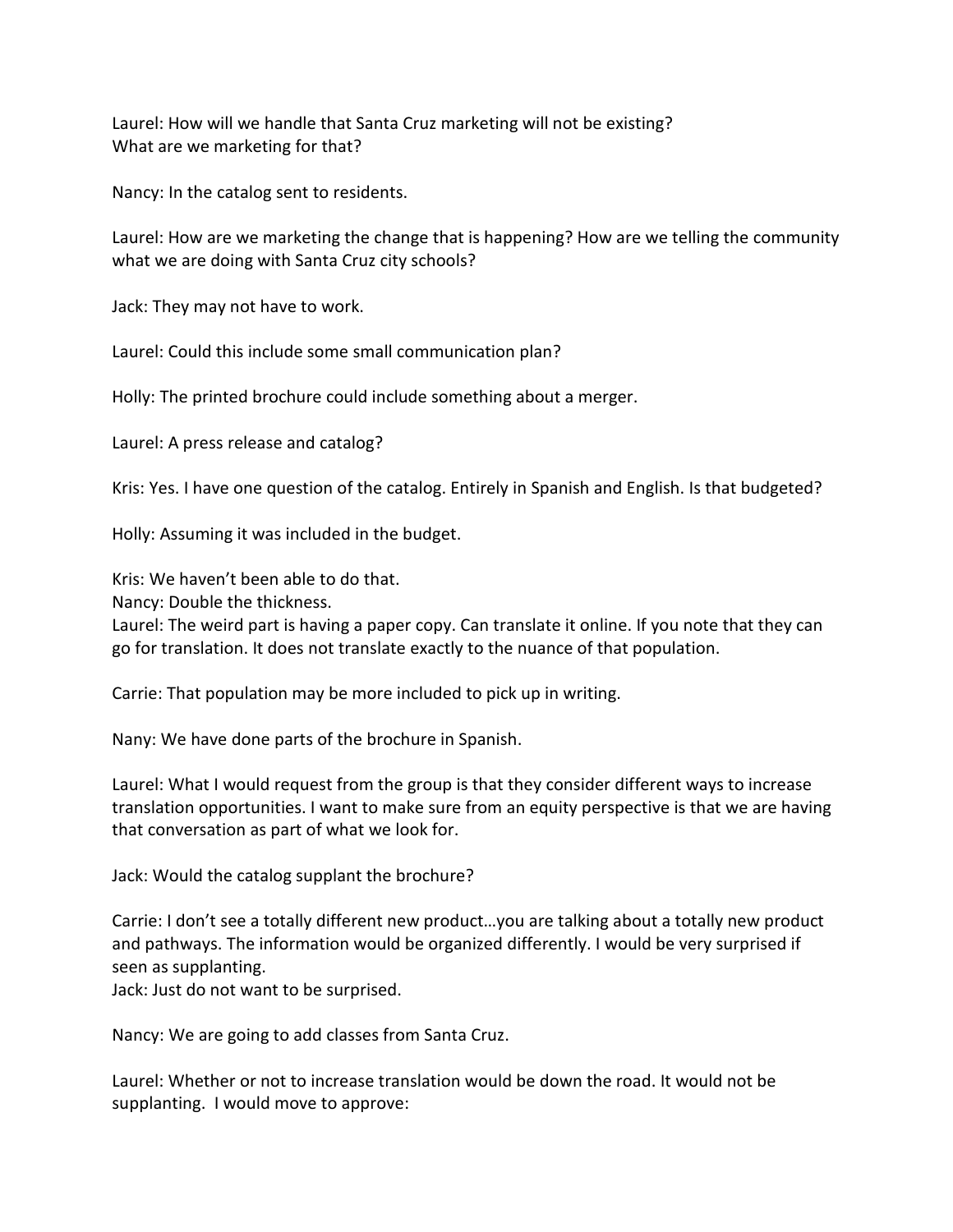Laurel: How will we handle that Santa Cruz marketing will not be existing?
What are we marketing for that?

Nancy: In the catalog sent to residents.

Laurel: How are we marketing the change that is happening? How are we telling the community what we are doing with Santa Cruz city schools?

Jack: They may not have to work.

Laurel: Could this include some small communication plan?

Holly: The printed brochure could include something about a merger.

Laurel: A press release and catalog?

Kris: Yes. I have one question of the catalog. Entirely in Spanish and English. Is that budgeted?

Holly: Assuming it was included in the budget.

Kris: We haven't been able to do that.
Nancy: Double the thickness.
Laurel: The weird part is having a paper copy. Can translate it online. If you note that they can go for translation. It does not translate exactly to the nuance of that population.

Carrie: That population may be more included to pick up in writing.

Nany: We have done parts of the brochure in Spanish.

Laurel: What I would request from the group is that they consider different ways to increase translation opportunities. I want to make sure from an equity perspective is that we are having that conversation as part of what we look for.

Jack: Would the catalog supplant the brochure?

Carrie: I don't see a totally different new product…you are talking about a totally new product and pathways. The information would be organized differently. I would be very surprised if seen as supplanting.
Jack: Just do not want to be surprised.

Nancy: We are going to add classes from Santa Cruz.

Laurel: Whether or not to increase translation would be down the road. It would not be supplanting. I would move to approve: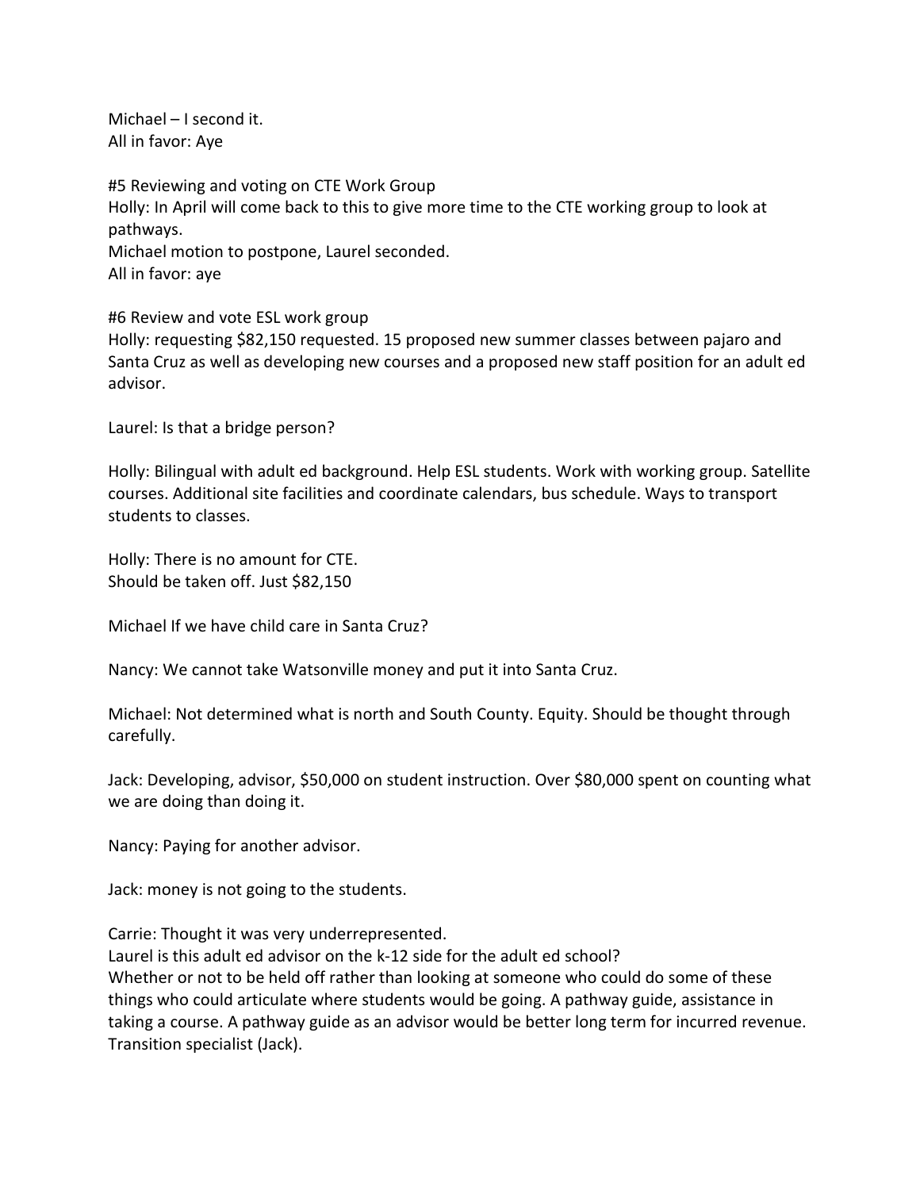Michael – I second it.
All in favor: Aye

#5 Reviewing and voting on CTE Work Group
Holly: In April will come back to this to give more time to the CTE working group to look at pathways.
Michael motion to postpone, Laurel seconded.
All in favor: aye

#6 Review and vote ESL work group
Holly: requesting $82,150 requested. 15 proposed new summer classes between pajaro and Santa Cruz as well as developing new courses and a proposed new staff position for an adult ed advisor.

Laurel: Is that a bridge person?

Holly: Bilingual with adult ed background. Help ESL students. Work with working group. Satellite courses. Additional site facilities and coordinate calendars, bus schedule. Ways to transport students to classes.

Holly: There is no amount for CTE.
Should be taken off. Just $82,150

Michael If we have child care in Santa Cruz?

Nancy: We cannot take Watsonville money and put it into Santa Cruz.

Michael: Not determined what is north and South County. Equity. Should be thought through carefully.

Jack: Developing, advisor, $50,000 on student instruction. Over $80,000 spent on counting what we are doing than doing it.

Nancy: Paying for another advisor.

Jack: money is not going to the students.

Carrie: Thought it was very underrepresented.
Laurel is this adult ed advisor on the k-12 side for the adult ed school?
Whether or not to be held off rather than looking at someone who could do some of these things who could articulate where students would be going. A pathway guide, assistance in taking a course. A pathway guide as an advisor would be better long term for incurred revenue. Transition specialist (Jack).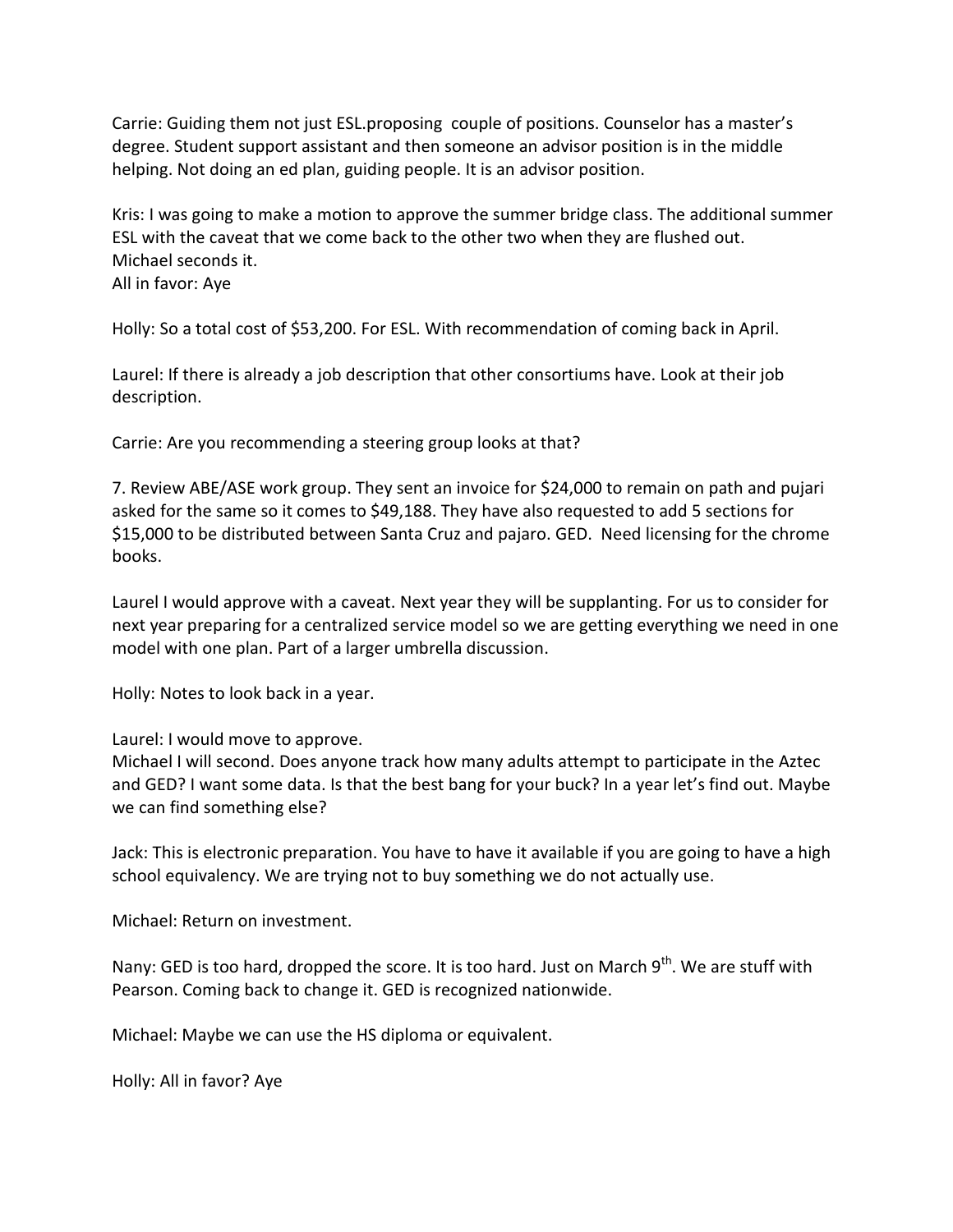Carrie: Guiding them not just ESL.proposing  couple of positions. Counselor has a master's degree. Student support assistant and then someone an advisor position is in the middle helping. Not doing an ed plan, guiding people. It is an advisor position.

Kris: I was going to make a motion to approve the summer bridge class. The additional summer ESL with the caveat that we come back to the other two when they are flushed out.
Michael seconds it.
All in favor: Aye

Holly: So a total cost of $53,200. For ESL. With recommendation of coming back in April.

Laurel: If there is already a job description that other consortiums have. Look at their job description.

Carrie: Are you recommending a steering group looks at that?

7. Review ABE/ASE work group. They sent an invoice for $24,000 to remain on path and pujari asked for the same so it comes to $49,188. They have also requested to add 5 sections for $15,000 to be distributed between Santa Cruz and pajaro. GED.  Need licensing for the chrome books.

Laurel I would approve with a caveat. Next year they will be supplanting. For us to consider for next year preparing for a centralized service model so we are getting everything we need in one model with one plan. Part of a larger umbrella discussion.

Holly: Notes to look back in a year.

Laurel: I would move to approve.
Michael I will second. Does anyone track how many adults attempt to participate in the Aztec and GED? I want some data. Is that the best bang for your buck? In a year let's find out. Maybe we can find something else?

Jack: This is electronic preparation. You have to have it available if you are going to have a high school equivalency. We are trying not to buy something we do not actually use.

Michael: Return on investment.

Nany: GED is too hard, dropped the score. It is too hard. Just on March 9th. We are stuff with Pearson. Coming back to change it. GED is recognized nationwide.

Michael: Maybe we can use the HS diploma or equivalent.

Holly: All in favor? Aye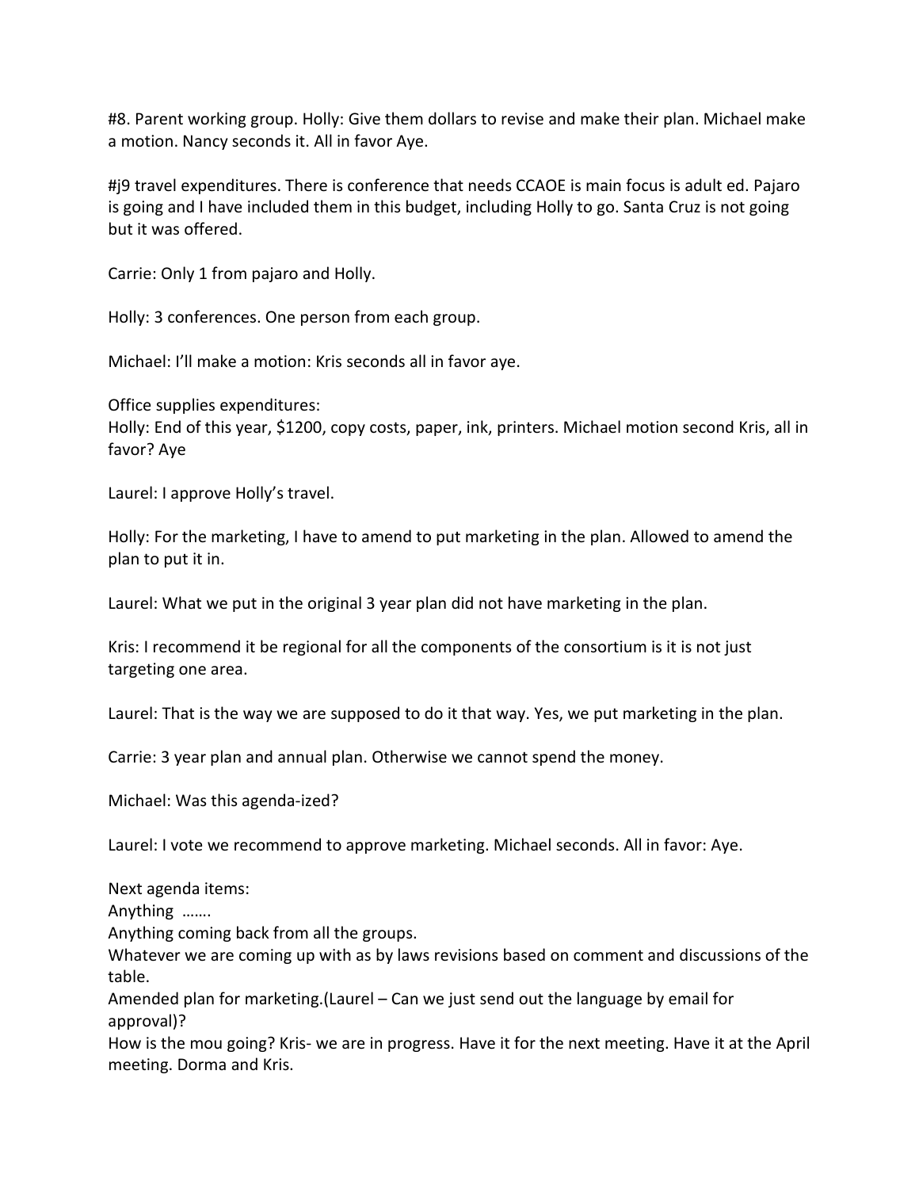#8. Parent working group. Holly: Give them dollars to revise and make their plan. Michael make a motion. Nancy seconds it. All in favor Aye.

#j9 travel expenditures. There is conference that needs CCAOE is main focus is adult ed. Pajaro is going and I have included them in this budget, including Holly to go. Santa Cruz is not going but it was offered.

Carrie: Only 1 from pajaro and Holly.

Holly: 3 conferences. One person from each group.

Michael: I'll make a motion: Kris seconds all in favor aye.

Office supplies expenditures:
Holly: End of this year, $1200, copy costs, paper, ink, printers. Michael motion second Kris, all in favor? Aye

Laurel: I approve Holly's travel.

Holly: For the marketing, I have to amend to put marketing in the plan. Allowed to amend the plan to put it in.

Laurel: What we put in the original 3 year plan did not have marketing in the plan.

Kris: I recommend it be regional for all the components of the consortium is it is not just targeting one area.

Laurel: That is the way we are supposed to do it that way. Yes, we put marketing in the plan.

Carrie: 3 year plan and annual plan. Otherwise we cannot spend the money.

Michael: Was this agenda-ized?

Laurel: I vote we recommend to approve marketing. Michael seconds. All in favor: Aye.

Next agenda items:
Anything …….
Anything coming back from all the groups.
Whatever we are coming up with as by laws revisions based on comment and discussions of the table.
Amended plan for marketing.(Laurel – Can we just send out the language by email for approval)?
How is the mou going? Kris- we are in progress. Have it for the next meeting. Have it at the April meeting. Dorma and Kris.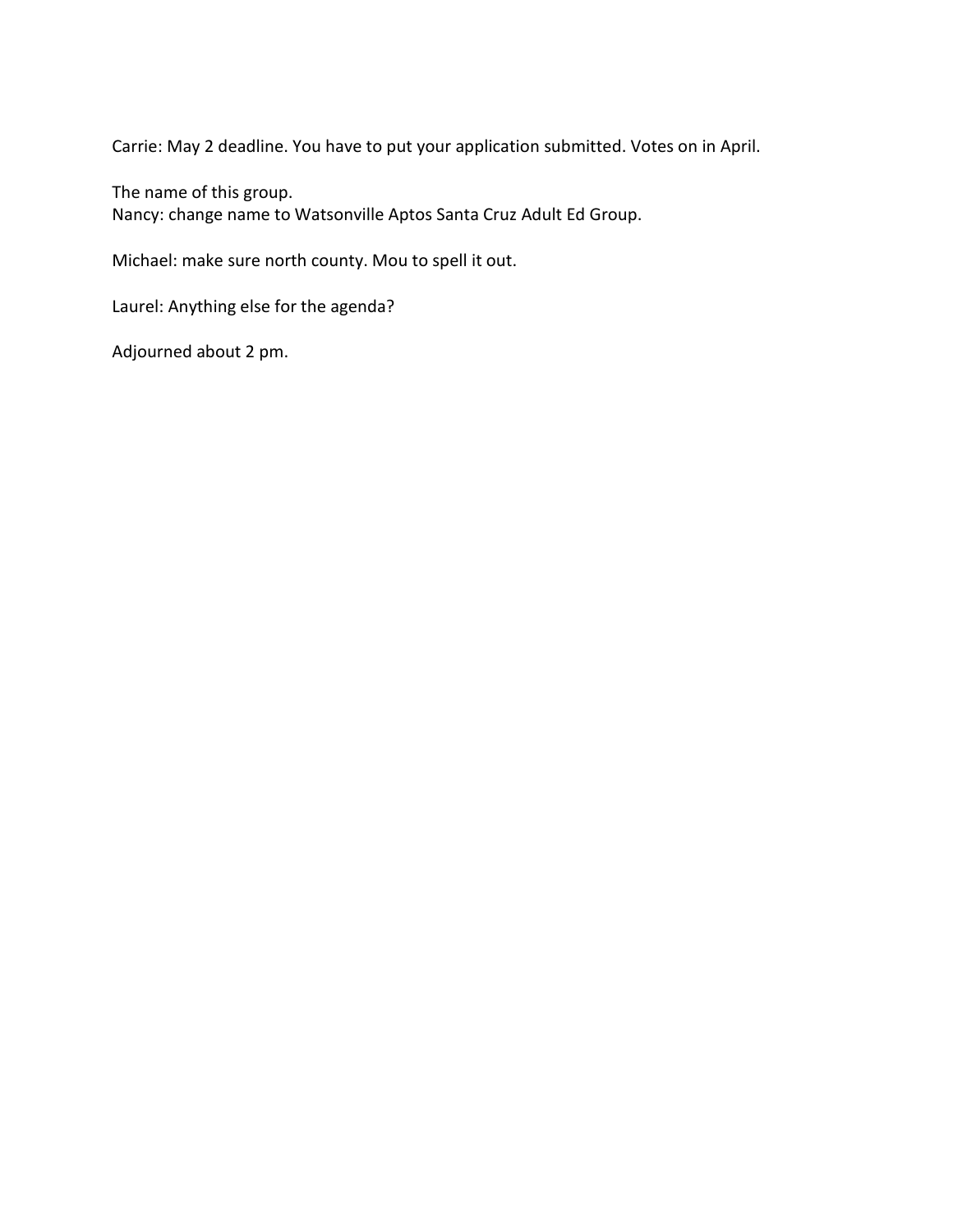Carrie: May 2 deadline. You have to put your application submitted. Votes on in April.

The name of this group.
Nancy: change name to Watsonville Aptos Santa Cruz Adult Ed Group.

Michael: make sure north county. Mou to spell it out.

Laurel: Anything else for the agenda?

Adjourned about 2 pm.